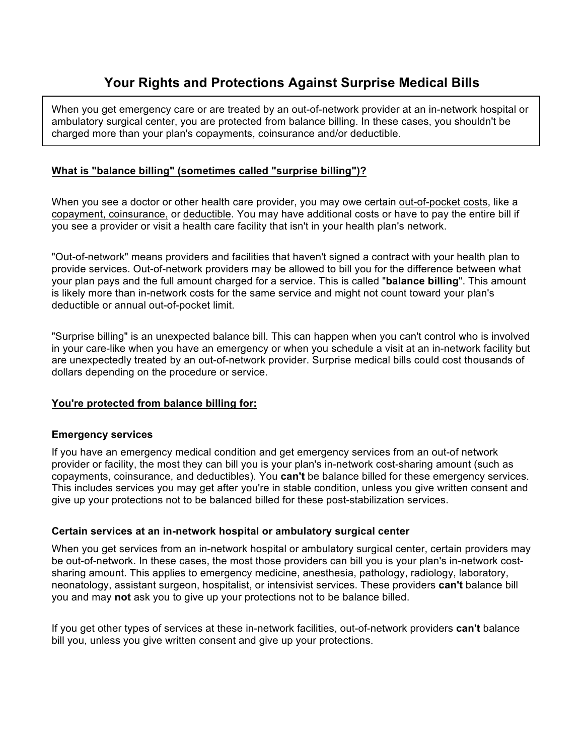# Your Rights and Protections Against Surprise Medical Bills

When you get emergency care or are treated by an out-of-network provider at an in-network hospital or ambulatory surgical center, you are protected from balance billing. In these cases, you shouldn't be charged more than your plan's copayments, coinsurance and/or deductible.

## What is "balance billing" (sometimes called "surprise billing")?

When you see a doctor or other health care provider, you may owe certain out-of-pocket costs, like a copayment, coinsurance, or deductible. You may have additional costs or have to pay the entire bill if you see a provider or visit a health care facility that isn't in your health plan's network.

"Out-of-network" means providers and facilities that haven't signed a contract with your health plan to provide services. Out-of-network providers may be allowed to bill you for the difference between what your plan pays and the full amount charged for a service. This is called "**balance billing**". This amount is likely more than in-network costs for the same service and might not count toward your plan's deductible or annual out-of-pocket limit.

"Surprise billing" is an unexpected balance bill. This can happen when you can't control who is involved in your care-like when you have an emergency or when you schedule a visit at an in-network facility but are unexpectedly treated by an out-of-network provider. Surprise medical bills could cost thousands of dollars depending on the procedure or service.

## You're protected from balance billing for:

### Emergency services

If you have an emergency medical condition and get emergency services from an out-of network provider or facility, the most they can bill you is your plan's in-network cost-sharing amount (such as copayments, coinsurance, and deductibles). You **can't** be balance billed for these emergency services. This includes services you may get after you're in stable condition, unless you give written consent and give up your protections not to be balanced billed for these post-stabilization services.

### Certain services at an in-network hospital or ambulatory surgical center

When you get services from an in-network hospital or ambulatory surgical center, certain providers may be out-of-network. In these cases, the most those providers can bill you is your plan's in-network cost-sharing amount. This applies to emergency medicine, anesthesia, pathology, radiology, laboratory, neonatology, assistant surgeon, hospitalist, or intensivist services. These providers **can't** balance bill you and may **not** ask you to give up your protections not to be balance billed.

If you get other types of services at these in-network facilities, out-of-network providers **can't** balance bill you, unless you give written consent and give up your protections.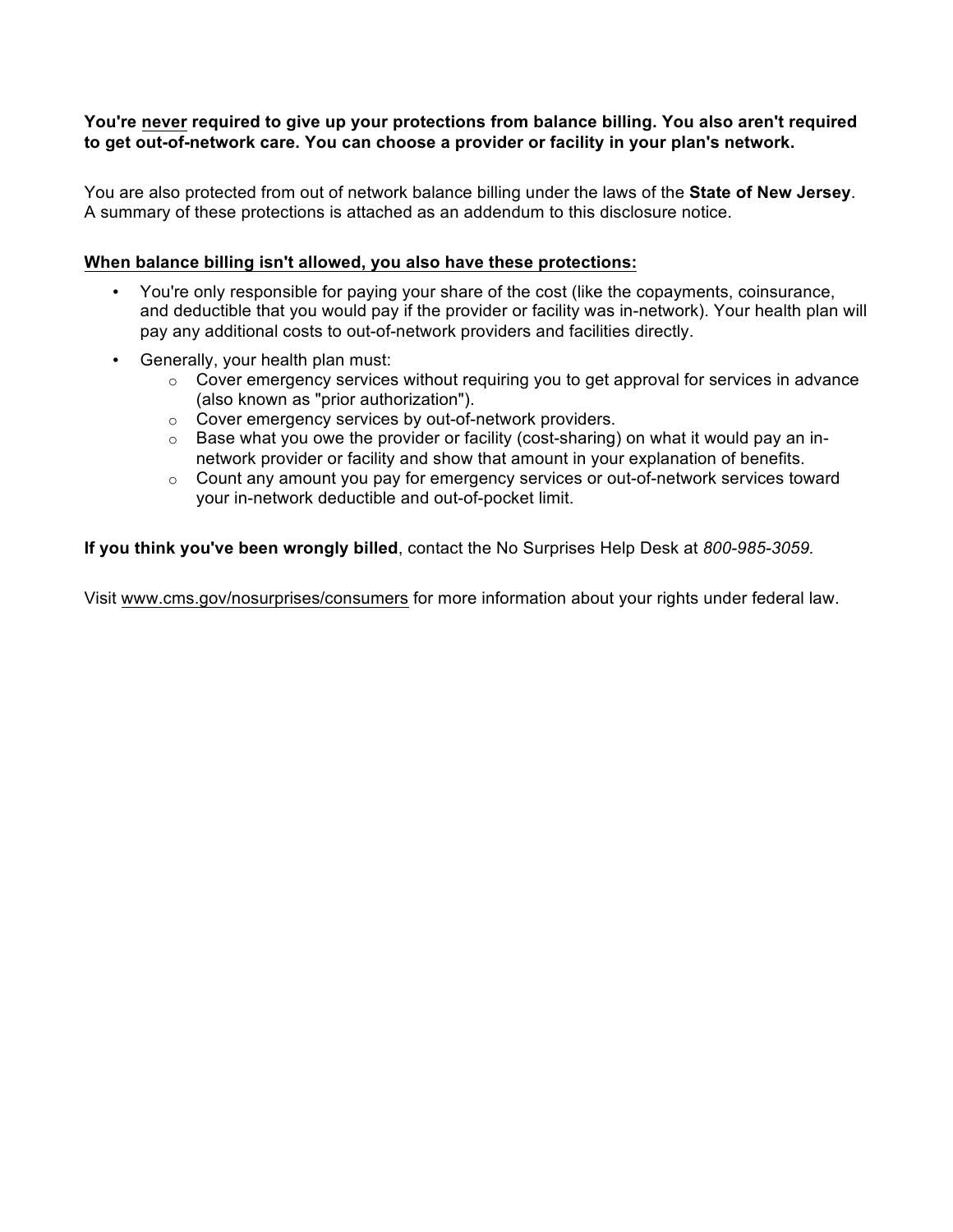**You're <u>never</u> required to give up your protections from balance billing. You also aren't required to get out-of-network care. You can choose a provider or facility in your plan's network.**

You are also protected from out of network balance billing under the laws of the **State of New Jersey**. A summary of these protections is attached as an addendum to this disclosure notice.

<u>**When balance billing isn't allowed, you also have these protections:**</u>

- You're only responsible for paying your share of the cost (like the copayments, coinsurance, and deductible that you would pay if the provider or facility was in-network). Your health plan will pay any additional costs to out-of-network providers and facilities directly.
- Generally, your health plan must:
  - Cover emergency services without requiring you to get approval for services in advance (also known as "prior authorization").
  - Cover emergency services by out-of-network providers.
  - Base what you owe the provider or facility (cost-sharing) on what it would pay an in-network provider or facility and show that amount in your explanation of benefits.
  - Count any amount you pay for emergency services or out-of-network services toward your in-network deductible and out-of-pocket limit.

**If you think you've been wrongly billed**, contact the No Surprises Help Desk at *800-985-3059.*

Visit <u>www.cms.gov/nosurprises/consumers</u> for more information about your rights under federal law.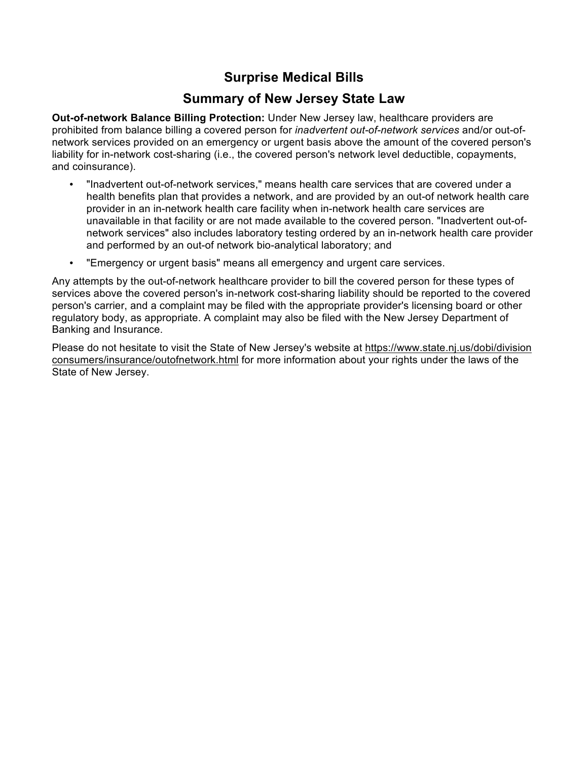# Surprise Medical Bills

## Summary of New Jersey State Law

**Out-of-network Balance Billing Protection:** Under New Jersey law, healthcare providers are prohibited from balance billing a covered person for *inadvertent out-of-network services* and/or out-of-network services provided on an emergency or urgent basis above the amount of the covered person's liability for in-network cost-sharing (i.e., the covered person's network level deductible, copayments, and coinsurance).

- "Inadvertent out-of-network services," means health care services that are covered under a health benefits plan that provides a network, and are provided by an out-of network health care provider in an in-network health care facility when in-network health care services are unavailable in that facility or are not made available to the covered person. "Inadvertent out-of-network services" also includes laboratory testing ordered by an in-network health care provider and performed by an out-of network bio-analytical laboratory; and
- "Emergency or urgent basis" means all emergency and urgent care services.

Any attempts by the out-of-network healthcare provider to bill the covered person for these types of services above the covered person's in-network cost-sharing liability should be reported to the covered person's carrier, and a complaint may be filed with the appropriate provider's licensing board or other regulatory body, as appropriate. A complaint may also be filed with the New Jersey Department of Banking and Insurance.

Please do not hesitate to visit the State of New Jersey's website at https://www.state.nj.us/dobi/division consumers/insurance/outofnetwork.html for more information about your rights under the laws of the State of New Jersey.